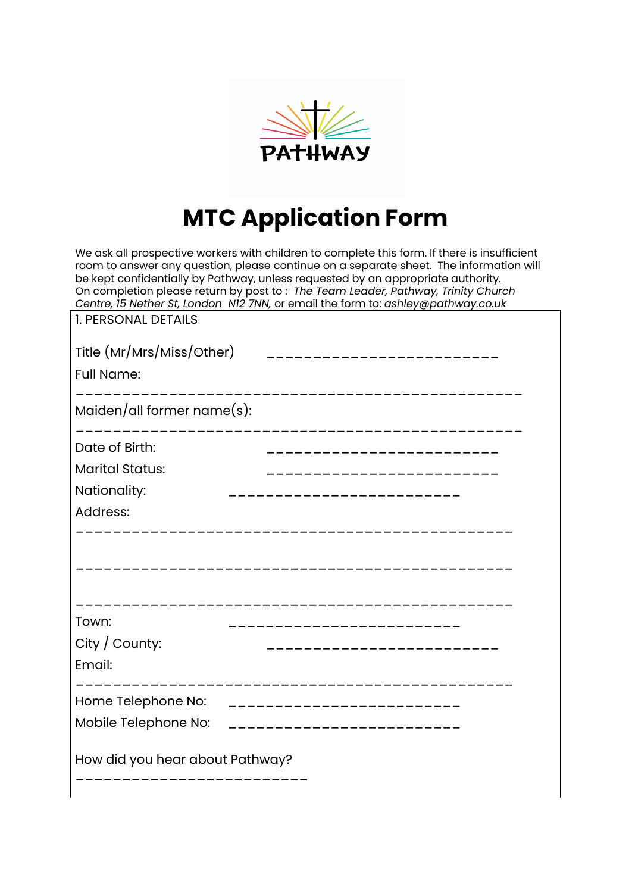PATHWAY

# MTC Application Form

We ask all prospective workers with children to complete this form. If there is insufficient room to answer any question, please continue on a separate sheet. The information will be kept confidentially by Pathway, unless requested by an appropriate authority.
On completion please return by post to : *The Team Leader, Pathway, Trinity Church Centre, 15 Nether St, London N12 7NN,* or email the form to: *ashley@pathway.co.uk*

1. PERSONAL DETAILS

Title (Mr/Mrs/Miss/Other) \_\_\_\_\_\_\_\_\_\_\_\_\_\_\_\_\_\_\_\_\_\_\_\_\_\_

Full Name:

\_\_\_\_\_\_\_\_\_\_\_\_\_\_\_\_\_\_\_\_\_\_\_\_\_\_\_\_\_\_\_\_\_\_\_\_\_\_\_\_\_\_\_\_\_\_\_\_\_\_

Maiden/all former name(s):

\_\_\_\_\_\_\_\_\_\_\_\_\_\_\_\_\_\_\_\_\_\_\_\_\_\_\_\_\_\_\_\_\_\_\_\_\_\_\_\_\_\_\_\_\_\_\_\_\_\_

Date of Birth: \_\_\_\_\_\_\_\_\_\_\_\_\_\_\_\_\_\_\_\_\_\_\_\_\_\_

Marital Status: \_\_\_\_\_\_\_\_\_\_\_\_\_\_\_\_\_\_\_\_\_\_\_\_\_\_

Nationality: \_\_\_\_\_\_\_\_\_\_\_\_\_\_\_\_\_\_\_\_\_\_\_\_\_\_

Address:

\_\_\_\_\_\_\_\_\_\_\_\_\_\_\_\_\_\_\_\_\_\_\_\_\_\_\_\_\_\_\_\_\_\_\_\_\_\_\_\_\_\_\_\_\_\_\_\_\_

\_\_\_\_\_\_\_\_\_\_\_\_\_\_\_\_\_\_\_\_\_\_\_\_\_\_\_\_\_\_\_\_\_\_\_\_\_\_\_\_\_\_\_\_\_\_\_\_\_

\_\_\_\_\_\_\_\_\_\_\_\_\_\_\_\_\_\_\_\_\_\_\_\_\_\_\_\_\_\_\_\_\_\_\_\_\_\_\_\_\_\_\_\_\_\_\_\_\_

Town: \_\_\_\_\_\_\_\_\_\_\_\_\_\_\_\_\_\_\_\_\_\_\_\_\_\_

City / County: \_\_\_\_\_\_\_\_\_\_\_\_\_\_\_\_\_\_\_\_\_\_\_\_\_\_

Email:

\_\_\_\_\_\_\_\_\_\_\_\_\_\_\_\_\_\_\_\_\_\_\_\_\_\_\_\_\_\_\_\_\_\_\_\_\_\_\_\_\_\_\_\_\_\_\_\_\_

Home Telephone No: \_\_\_\_\_\_\_\_\_\_\_\_\_\_\_\_\_\_\_\_\_\_\_\_\_\_

Mobile Telephone No: \_\_\_\_\_\_\_\_\_\_\_\_\_\_\_\_\_\_\_\_\_\_\_\_\_\_

How did you hear about Pathway?

\_\_\_\_\_\_\_\_\_\_\_\_\_\_\_\_\_\_\_\_\_\_\_\_\_\_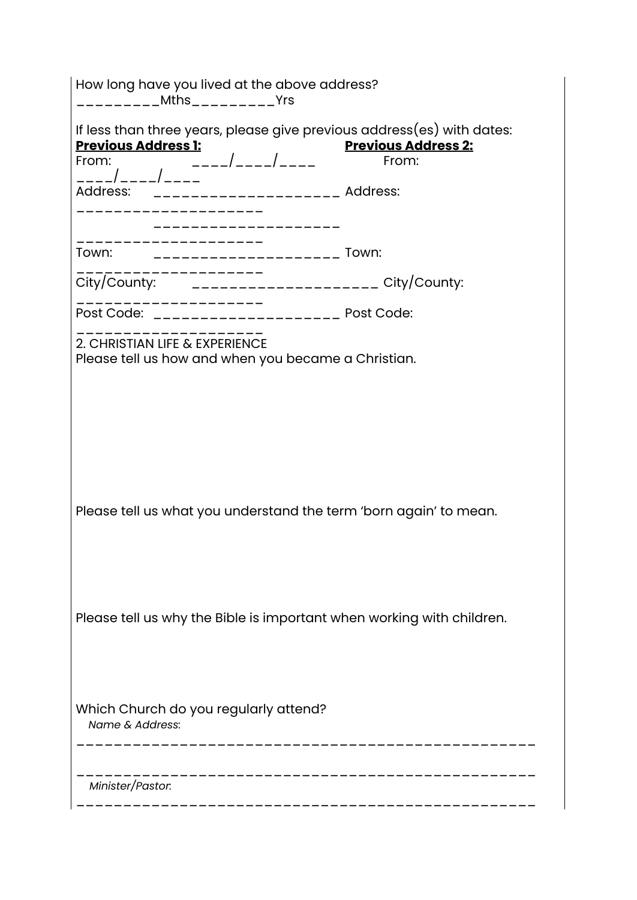How long have you lived at the above address?
_________Mths_________Yrs

If less than three years, please give previous address(es) with dates:

| **Previous Address 1:** | | **Previous Address 2:** | |
|---|---|---|---|
| From: | ____/____/____ | From: | ____/____/____ |
| Address: | ____________________ | Address: | ____________________ |
| | ____________________ | | ____________________ |
| Town: | ____________________ | Town: | ____________________ |
| City/County: | ____________________ | City/County: | ____________________ |
| Post Code: | ____________________ | Post Code: | ____________________ |

2. CHRISTIAN LIFE & EXPERIENCE

Please tell us how and when you became a Christian.

Please tell us what you understand the term 'born again' to mean.

Please tell us why the Bible is important when working with children.

Which Church do you regularly attend?

*Name & Address*:

_________________________________________________

_________________________________________________

*Minister/Pastor*:

_________________________________________________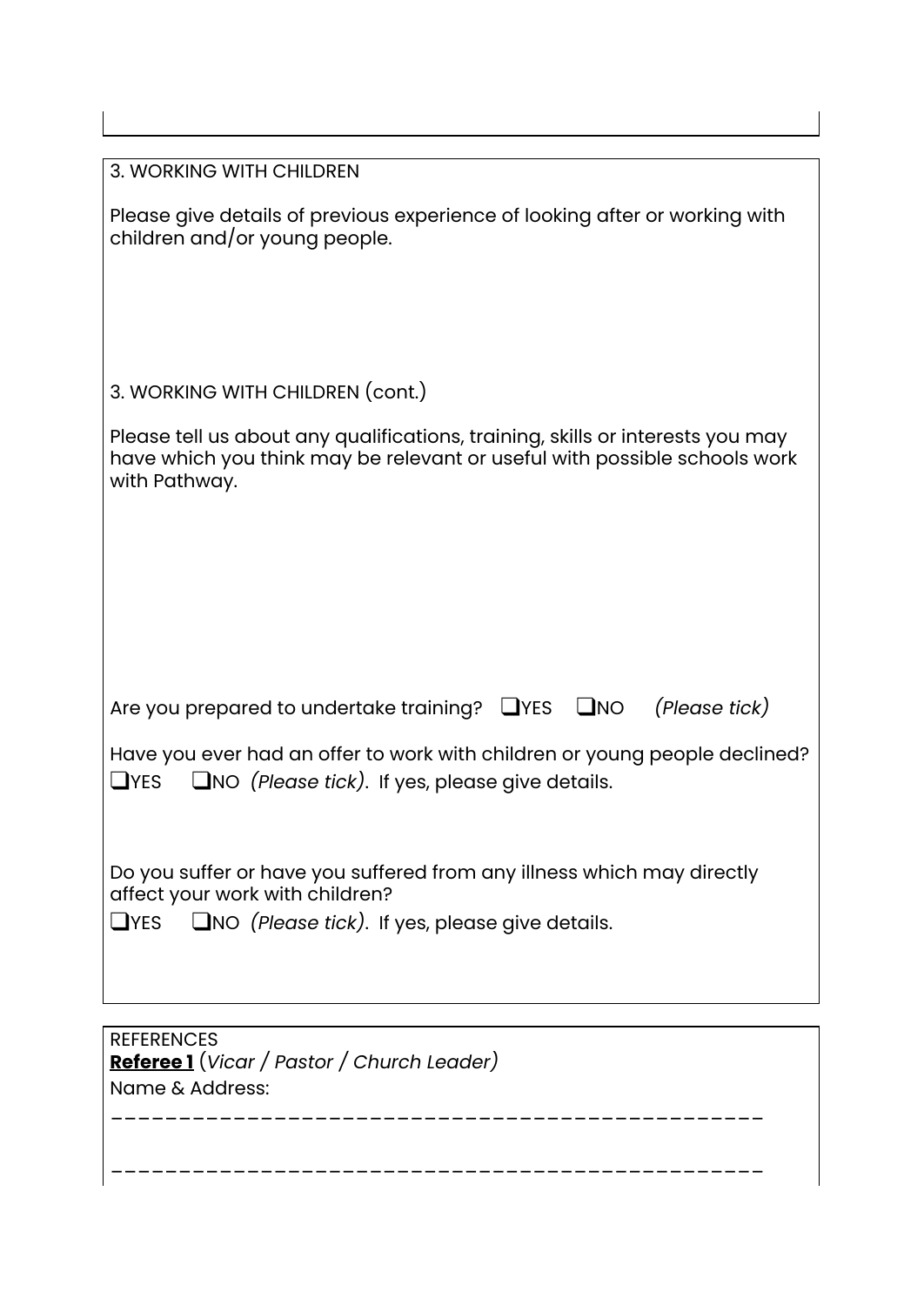3. WORKING WITH CHILDREN

Please give details of previous experience of looking after or working with children and/or young people.

3. WORKING WITH CHILDREN (cont.)

Please tell us about any qualifications, training, skills or interests you may have which you think may be relevant or useful with possible schools work with Pathway.

Are you prepared to undertake training? ❑YES ❑NO *(Please tick)*

Have you ever had an offer to work with children or young people declined?
❑YES ❑NO *(Please tick)*. If yes, please give details.

Do you suffer or have you suffered from any illness which may directly affect your work with children?
❑YES ❑NO *(Please tick)*. If yes, please give details.

REFERENCES

**Referee 1** (*Vicar / Pastor / Church Leader)*

Name & Address:

\_\_\_\_\_\_\_\_\_\_\_\_\_\_\_\_\_\_\_\_\_\_\_\_\_\_\_\_\_\_\_\_\_\_\_\_\_\_\_\_\_\_\_\_\_\_\_\_\_\_

\_\_\_\_\_\_\_\_\_\_\_\_\_\_\_\_\_\_\_\_\_\_\_\_\_\_\_\_\_\_\_\_\_\_\_\_\_\_\_\_\_\_\_\_\_\_\_\_\_\_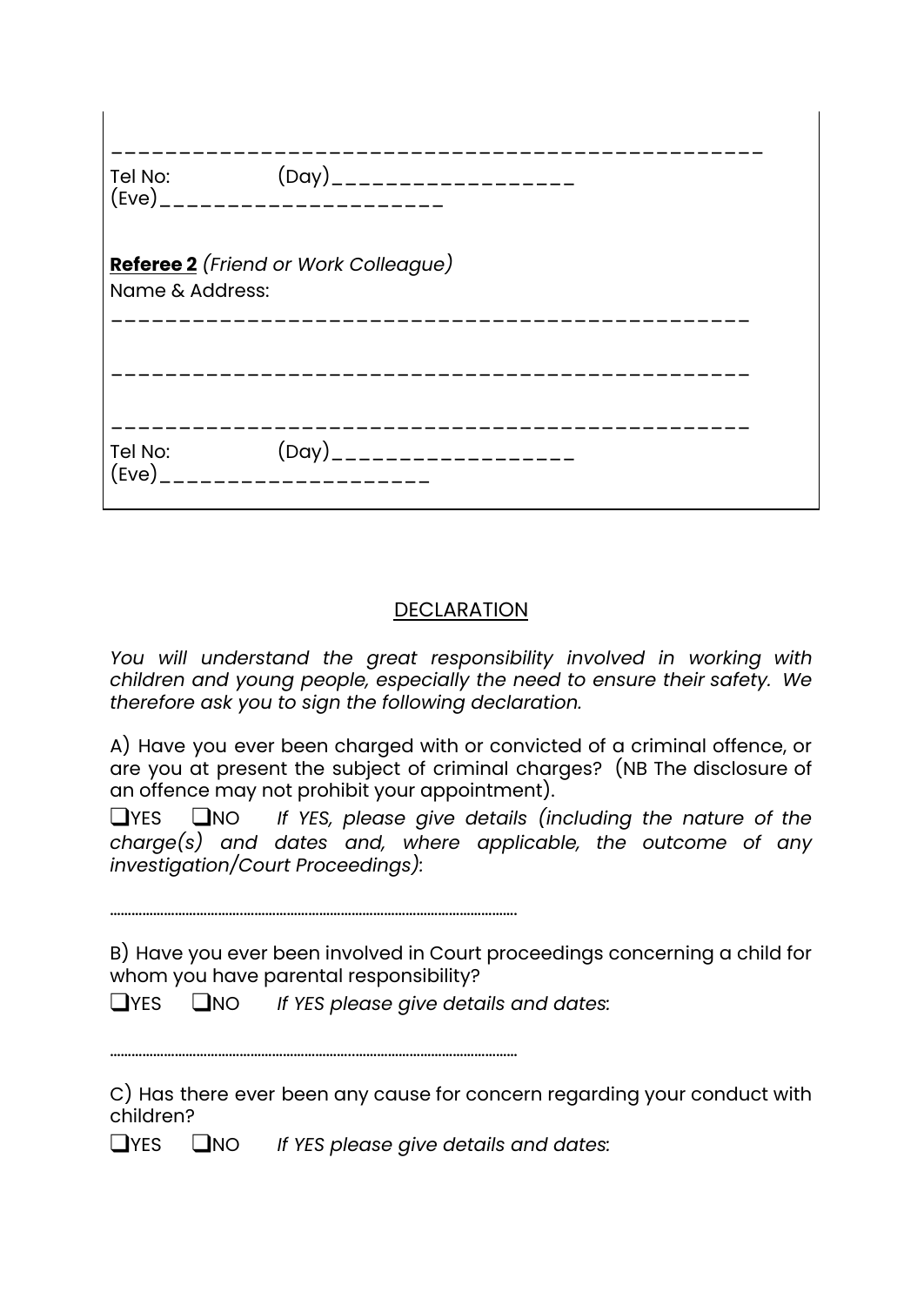_______________________________________________

Tel No: (Day)__________________
(Eve)_____________________

**Referee 2** *(Friend or Work Colleague)*
Name & Address:

_______________________________________________

_______________________________________________

_______________________________________________

Tel No: (Day)__________________
(Eve)___________________

## DECLARATION

*You will understand the great responsibility involved in working with children and young people, especially the need to ensure their safety. We therefore ask you to sign the following declaration.*

A) Have you ever been charged with or convicted of a criminal offence, or are you at present the subject of criminal charges? (NB The disclosure of an offence may not prohibit your appointment).

❑YES ❑NO *If YES, please give details (including the nature of the charge(s) and dates and, where applicable, the outcome of any investigation/Court Proceedings)*:

………………………………………………………………………………………………

B) Have you ever been involved in Court proceedings concerning a child for whom you have parental responsibility?

❑YES ❑NO *If YES please give details and dates*:

………………………………………………………………………………………………

C) Has there ever been any cause for concern regarding your conduct with children?

❑YES ❑NO *If YES please give details and dates*: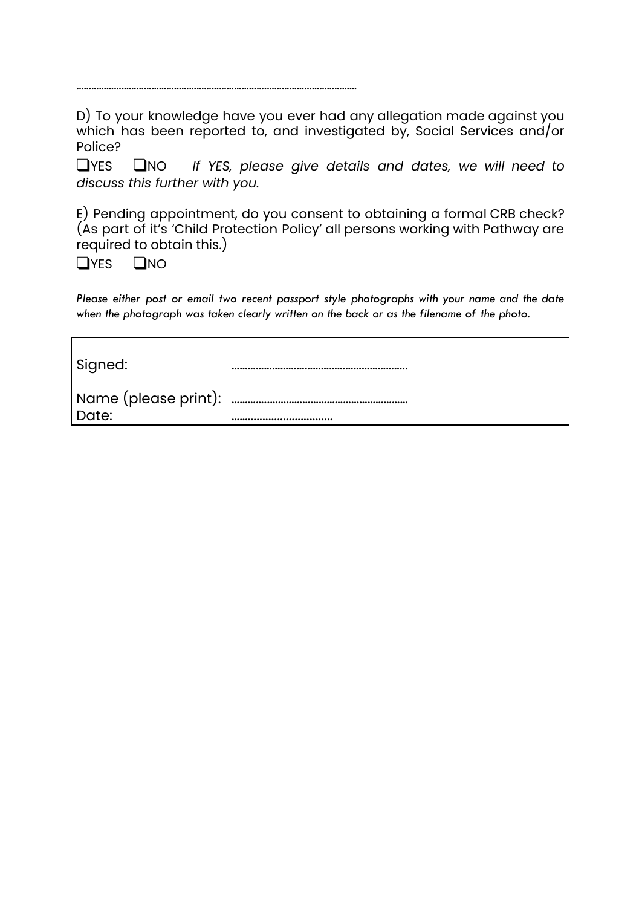……………………………………………………………………………………………

D) To your knowledge have you ever had any allegation made against you which has been reported to, and investigated by, Social Services and/or Police?

❑YES ❑NO *If YES, please give details and dates, we will need to discuss this further with you.*

E) Pending appointment, do you consent to obtaining a formal CRB check? (As part of it's 'Child Protection Policy' all persons working with Pathway are required to obtain this.)

❑YES ❑NO

*Please either post or email two recent passport style photographs with your name and the date when the photograph was taken clearly written on the back or as the filename of the photo.*

| | |
|---|---|
| Signed: | ……………………………………………………… |
| Name (please print): | ……………………………………………………… |
| Date: | ……………………………… |